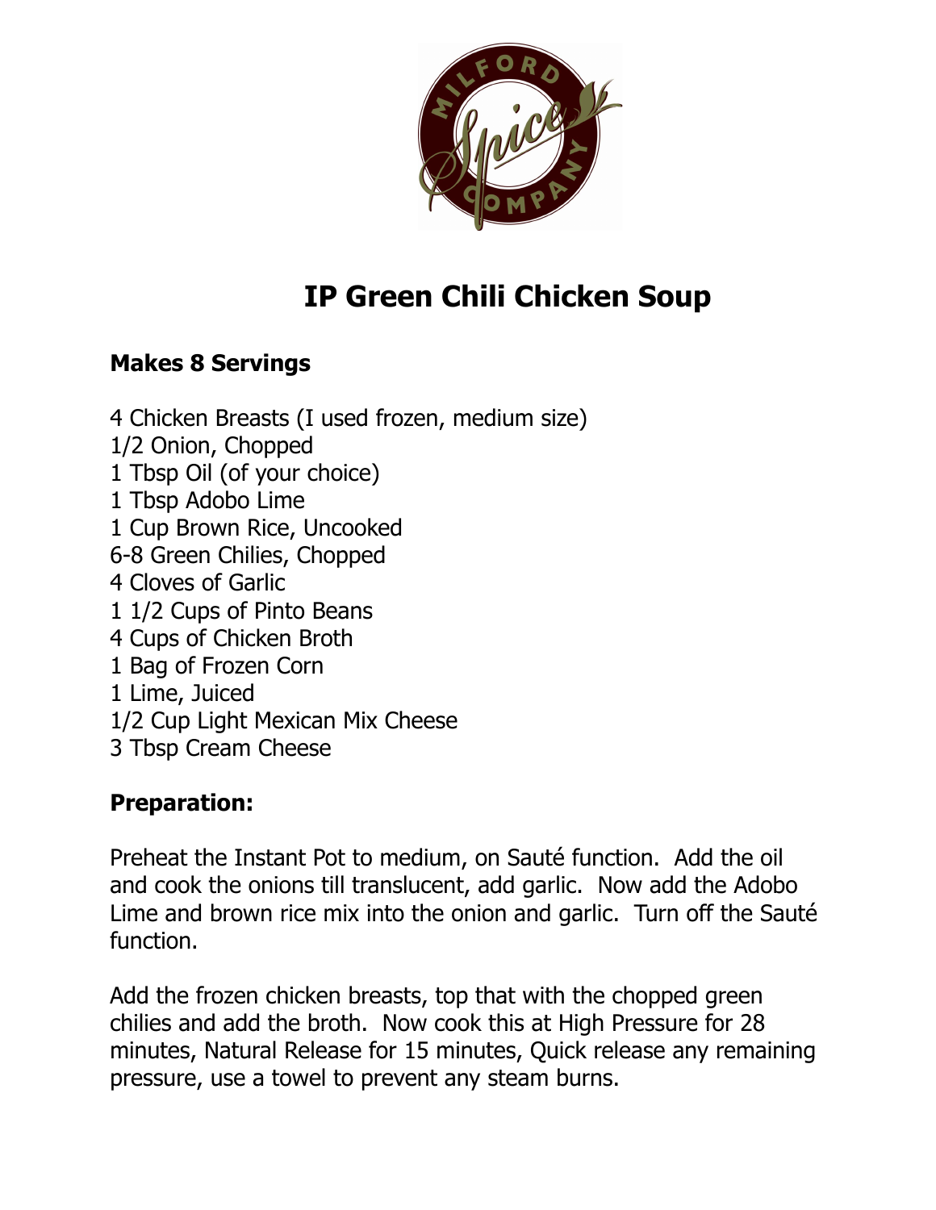# IP Green Chili Chicken Soup

**Makes 8 Servings**

4 Chicken Breasts (I used frozen, medium size)
1/2 Onion, Chopped
1 Tbsp Oil (of your choice)
1 Tbsp Adobo Lime
1 Cup Brown Rice, Uncooked
6-8 Green Chilies, Chopped
4 Cloves of Garlic
1 1/2 Cups of Pinto Beans
4 Cups of Chicken Broth
1 Bag of Frozen Corn
1 Lime, Juiced
1/2 Cup Light Mexican Mix Cheese
3 Tbsp Cream Cheese

**Preparation:**

Preheat the Instant Pot to medium, on Sauté function. Add the oil and cook the onions till translucent, add garlic. Now add the Adobo Lime and brown rice mix into the onion and garlic. Turn off the Sauté function.

Add the frozen chicken breasts, top that with the chopped green chilies and add the broth. Now cook this at High Pressure for 28 minutes, Natural Release for 15 minutes, Quick release any remaining pressure, use a towel to prevent any steam burns.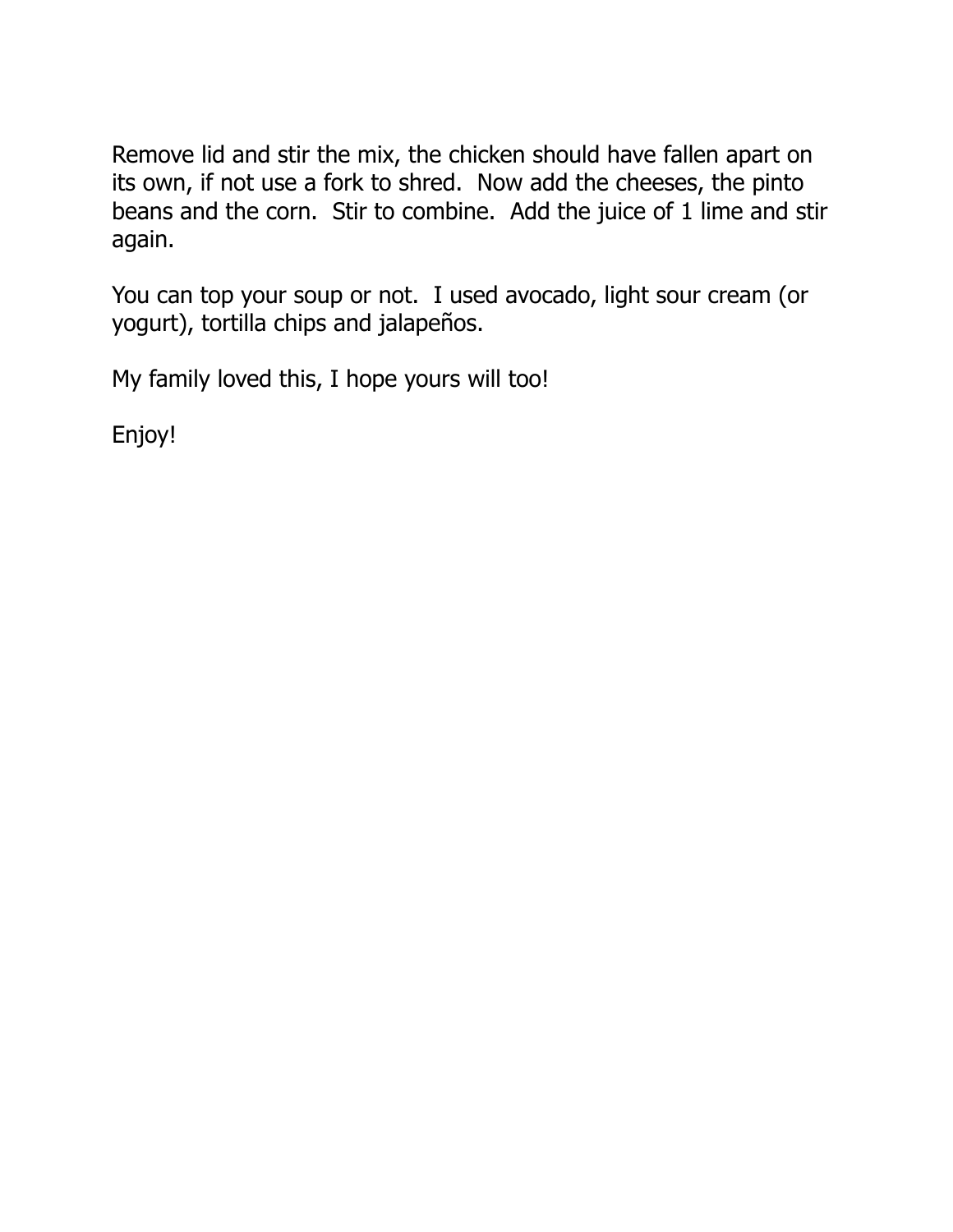Remove lid and stir the mix, the chicken should have fallen apart on its own, if not use a fork to shred.  Now add the cheeses, the pinto beans and the corn.  Stir to combine.  Add the juice of 1 lime and stir again.

You can top your soup or not.  I used avocado, light sour cream (or yogurt), tortilla chips and jalapeños.

My family loved this, I hope yours will too!

Enjoy!